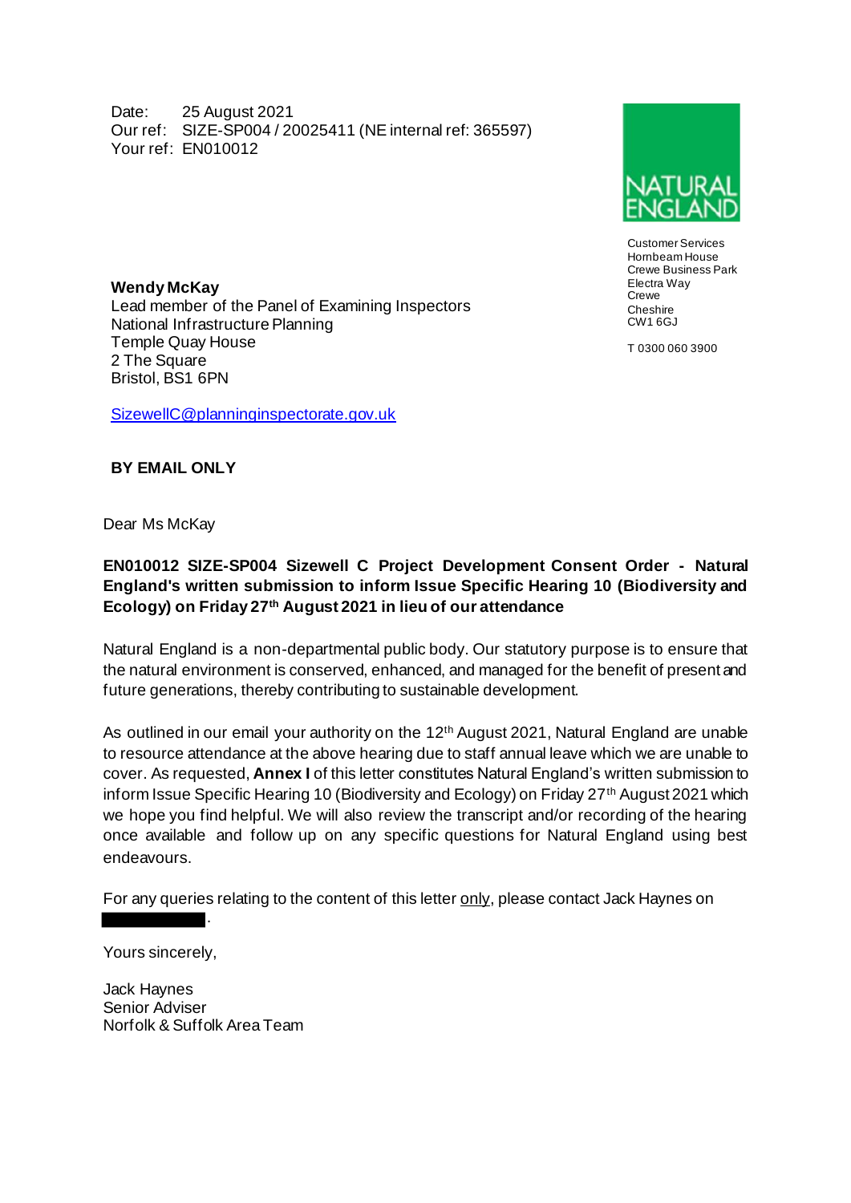Date: 25 August 2021
Our ref: SIZE-SP004 / 20025411 (NE internal ref: 365597)
Your ref: EN010012

NATURAL ENGLAND

Customer Services
Hornbeam House
Crewe Business Park
Electra Way
Crewe
Cheshire
CW1 6GJ

T 0300 060 3900

**Wendy McKay**
Lead member of the Panel of Examining Inspectors
National Infrastructure Planning
Temple Quay House
2 The Square
Bristol, BS1 6PN

SizewellC@planninginspectorate.gov.uk

**BY EMAIL ONLY**

Dear Ms McKay

**EN010012 SIZE-SP004 Sizewell C Project Development Consent Order - Natural England's written submission to inform Issue Specific Hearing 10 (Biodiversity and Ecology) on Friday 27th August 2021 in lieu of our attendance**

Natural England is a non-departmental public body. Our statutory purpose is to ensure that the natural environment is conserved, enhanced, and managed for the benefit of present and future generations, thereby contributing to sustainable development.

As outlined in our email your authority on the 12th August 2021, Natural England are unable to resource attendance at the above hearing due to staff annual leave which we are unable to cover. As requested, **Annex I** of this letter constitutes Natural England's written submission to inform Issue Specific Hearing 10 (Biodiversity and Ecology) on Friday 27th August 2021 which we hope you find helpful. We will also review the transcript and/or recording of the hearing once available and follow up on any specific questions for Natural England using best endeavours.

For any queries relating to the content of this letter only, please contact Jack Haynes on [REDACTED].

Yours sincerely,

Jack Haynes
Senior Adviser
Norfolk & Suffolk Area Team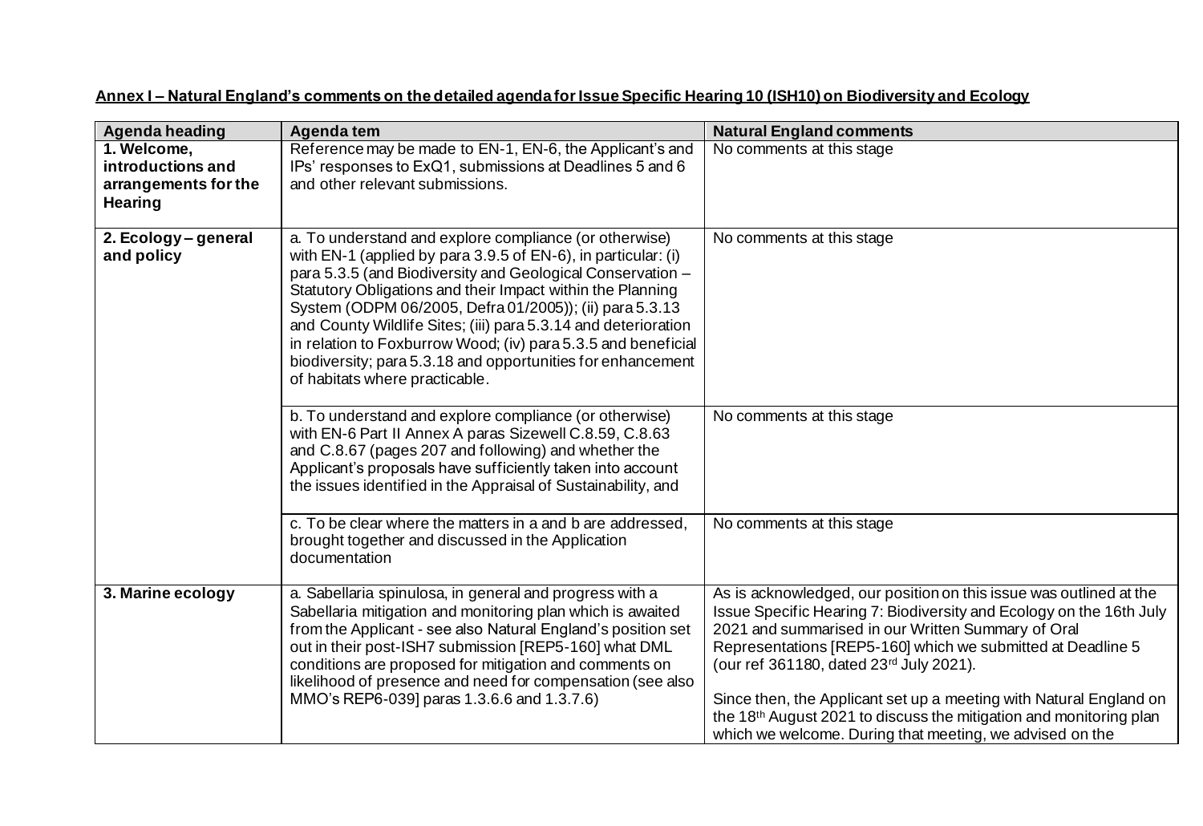**Annex I – Natural England's comments on the detailed agenda for Issue Specific Hearing 10 (ISH10) on Biodiversity and Ecology**

| Agenda heading | Agenda tem | Natural England comments |
|---|---|---|
| **1. Welcome, introductions and arrangements for the Hearing** | Reference may be made to EN-1, EN-6, the Applicant's and IPs' responses to ExQ1, submissions at Deadlines 5 and 6 and other relevant submissions. | No comments at this stage |
| **2. Ecology – general and policy** | a. To understand and explore compliance (or otherwise) with EN-1 (applied by para 3.9.5 of EN-6), in particular: (i) para 5.3.5 (and Biodiversity and Geological Conservation – Statutory Obligations and their Impact within the Planning System (ODPM 06/2005, Defra 01/2005)); (ii) para 5.3.13 and County Wildlife Sites; (iii) para 5.3.14 and deterioration in relation to Foxburrow Wood; (iv) para 5.3.5 and beneficial biodiversity; para 5.3.18 and opportunities for enhancement of habitats where practicable. | No comments at this stage |
| | b. To understand and explore compliance (or otherwise) with EN-6 Part II Annex A paras Sizewell C.8.59, C.8.63 and C.8.67 (pages 207 and following) and whether the Applicant's proposals have sufficiently taken into account the issues identified in the Appraisal of Sustainability, and | No comments at this stage |
| | c. To be clear where the matters in a and b are addressed, brought together and discussed in the Application documentation | No comments at this stage |
| **3. Marine ecology** | a. Sabellaria spinulosa, in general and progress with a Sabellaria mitigation and monitoring plan which is awaited from the Applicant - see also Natural England's position set out in their post-ISH7 submission [REP5-160] what DML conditions are proposed for mitigation and comments on likelihood of presence and need for compensation (see also MMO's REP6-039] paras 1.3.6.6 and 1.3.7.6) | As is acknowledged, our position on this issue was outlined at the Issue Specific Hearing 7: Biodiversity and Ecology on the 16th July 2021 and summarised in our Written Summary of Oral Representations [REP5-160] which we submitted at Deadline 5 (our ref 361180, dated 23rd July 2021).<br><br>Since then, the Applicant set up a meeting with Natural England on the 18th August 2021 to discuss the mitigation and monitoring plan which we welcome. During that meeting, we advised on the |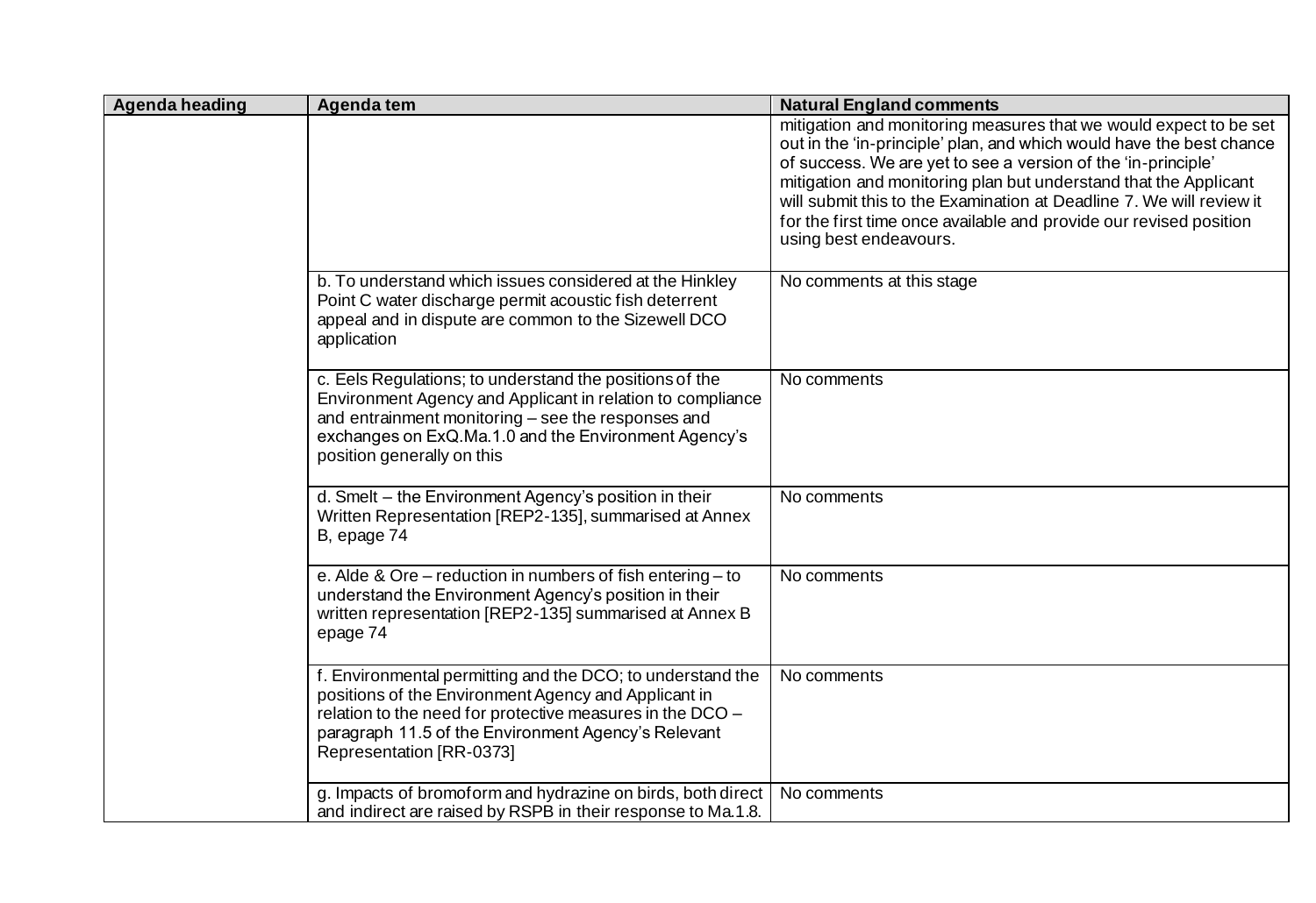| Agenda heading | Agenda tem | Natural England comments |
| --- | --- | --- |
| | | mitigation and monitoring measures that we would expect to be set out in the 'in-principle' plan, and which would have the best chance of success. We are yet to see a version of the 'in-principle' mitigation and monitoring plan but understand that the Applicant will submit this to the Examination at Deadline 7. We will review it for the first time once available and provide our revised position using best endeavours. |
| | b. To understand which issues considered at the Hinkley Point C water discharge permit acoustic fish deterrent appeal and in dispute are common to the Sizewell DCO application | No comments at this stage |
| | c. Eels Regulations; to understand the positions of the Environment Agency and Applicant in relation to compliance and entrainment monitoring – see the responses and exchanges on ExQ.Ma.1.0 and the Environment Agency's position generally on this | No comments |
| | d. Smelt – the Environment Agency's position in their Written Representation [REP2-135], summarised at Annex B, epage 74 | No comments |
| | e. Alde & Ore – reduction in numbers of fish entering – to understand the Environment Agency's position in their written representation [REP2-135] summarised at Annex B epage 74 | No comments |
| | f. Environmental permitting and the DCO; to understand the positions of the Environment Agency and Applicant in relation to the need for protective measures in the DCO – paragraph 11.5 of the Environment Agency's Relevant Representation [RR-0373] | No comments |
| | g. Impacts of bromoform and hydrazine on birds, both direct and indirect are raised by RSPB in their response to Ma.1.8. | No comments |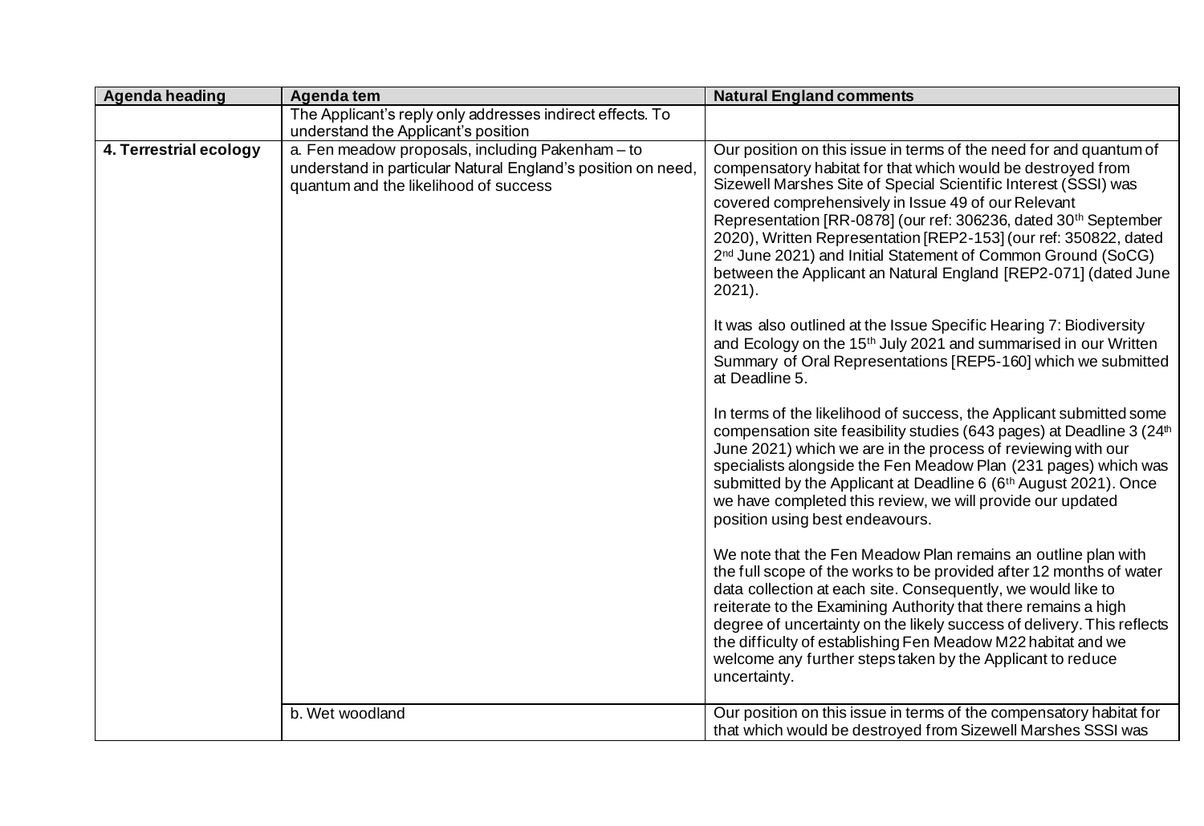| Agenda heading | Agenda tem | Natural England comments |
|---|---|---|
| | The Applicant's reply only addresses indirect effects. To understand the Applicant's position | |
| **4. Terrestrial ecology** | a. Fen meadow proposals, including Pakenham – to understand in particular Natural England's position on need, quantum and the likelihood of success | Our position on this issue in terms of the need for and quantum of compensatory habitat for that which would be destroyed from Sizewell Marshes Site of Special Scientific Interest (SSSI) was covered comprehensively in Issue 49 of our Relevant Representation [RR-0878] (our ref: 306236, dated 30th September 2020), Written Representation [REP2-153] (our ref: 350822, dated 2nd June 2021) and Initial Statement of Common Ground (SoCG) between the Applicant an Natural England [REP2-071] (dated June 2021).<br><br>It was also outlined at the Issue Specific Hearing 7: Biodiversity and Ecology on the 15th July 2021 and summarised in our Written Summary of Oral Representations [REP5-160] which we submitted at Deadline 5.<br><br>In terms of the likelihood of success, the Applicant submitted some compensation site feasibility studies (643 pages) at Deadline 3 (24th June 2021) which we are in the process of reviewing with our specialists alongside the Fen Meadow Plan (231 pages) which was submitted by the Applicant at Deadline 6 (6th August 2021). Once we have completed this review, we will provide our updated position using best endeavours.<br><br>We note that the Fen Meadow Plan remains an outline plan with the full scope of the works to be provided after 12 months of water data collection at each site. Consequently, we would like to reiterate to the Examining Authority that there remains a high degree of uncertainty on the likely success of delivery. This reflects the difficulty of establishing Fen Meadow M22 habitat and we welcome any further steps taken by the Applicant to reduce uncertainty. |
| | b. Wet woodland | Our position on this issue in terms of the compensatory habitat for that which would be destroyed from Sizewell Marshes SSSI was |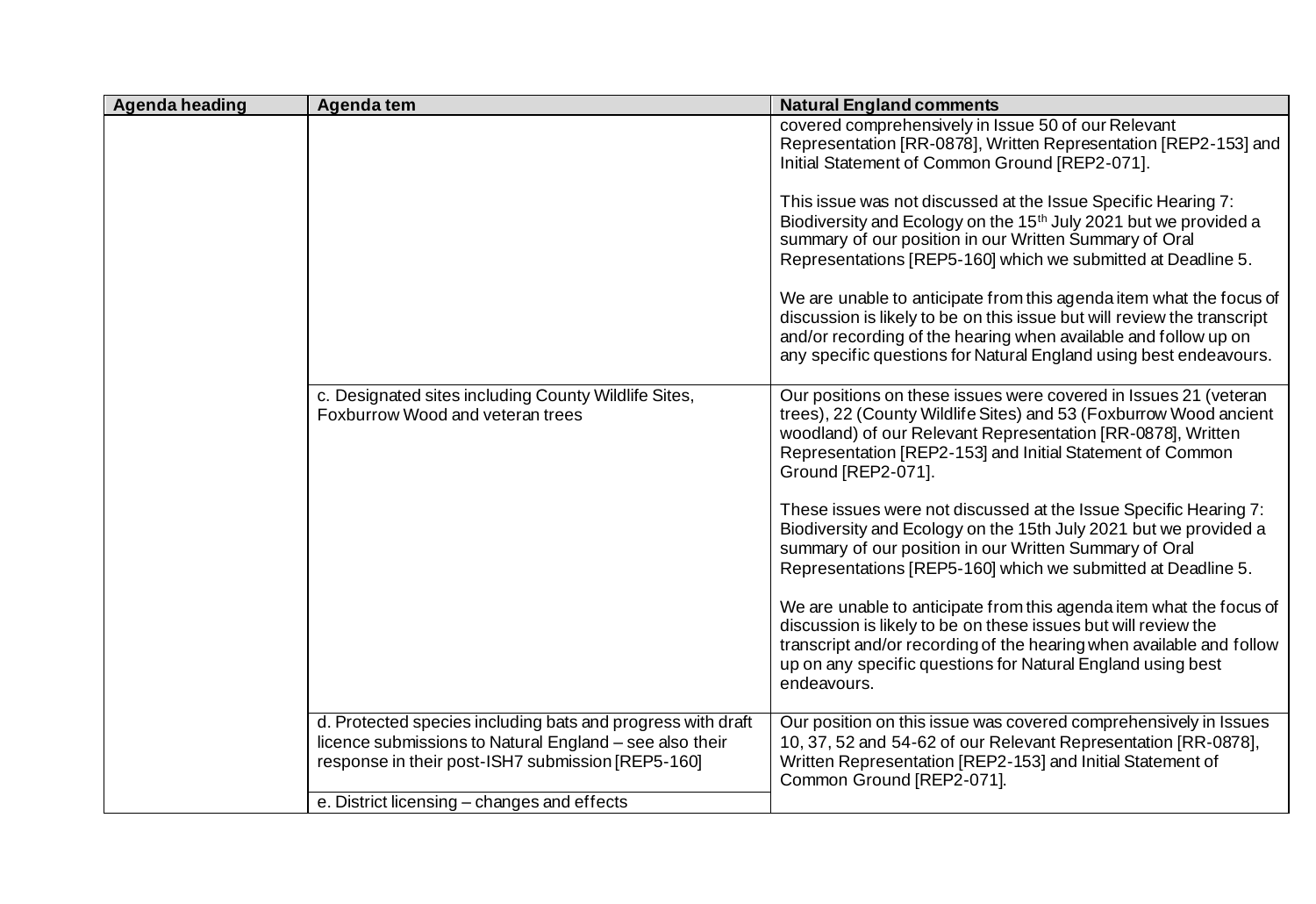| Agenda heading | Agenda tem | Natural England comments |
|---|---|---|
| | | covered comprehensively in Issue 50 of our Relevant Representation [RR-0878], Written Representation [REP2-153] and Initial Statement of Common Ground [REP2-071].<br><br>This issue was not discussed at the Issue Specific Hearing 7: Biodiversity and Ecology on the 15th July 2021 but we provided a summary of our position in our Written Summary of Oral Representations [REP5-160] which we submitted at Deadline 5.<br><br>We are unable to anticipate from this agenda item what the focus of discussion is likely to be on this issue but will review the transcript and/or recording of the hearing when available and follow up on any specific questions for Natural England using best endeavours. |
| | c. Designated sites including County Wildlife Sites, Foxburrow Wood and veteran trees | Our positions on these issues were covered in Issues 21 (veteran trees), 22 (County Wildlife Sites) and 53 (Foxburrow Wood ancient woodland) of our Relevant Representation [RR-0878], Written Representation [REP2-153] and Initial Statement of Common Ground [REP2-071].<br><br>These issues were not discussed at the Issue Specific Hearing 7: Biodiversity and Ecology on the 15th July 2021 but we provided a summary of our position in our Written Summary of Oral Representations [REP5-160] which we submitted at Deadline 5.<br><br>We are unable to anticipate from this agenda item what the focus of discussion is likely to be on these issues but will review the transcript and/or recording of the hearing when available and follow up on any specific questions for Natural England using best endeavours. |
| | d. Protected species including bats and progress with draft licence submissions to Natural England – see also their response in their post-ISH7 submission [REP5-160] | Our position on this issue was covered comprehensively in Issues 10, 37, 52 and 54-62 of our Relevant Representation [RR-0878], Written Representation [REP2-153] and Initial Statement of Common Ground [REP2-071]. |
| | e. District licensing – changes and effects | |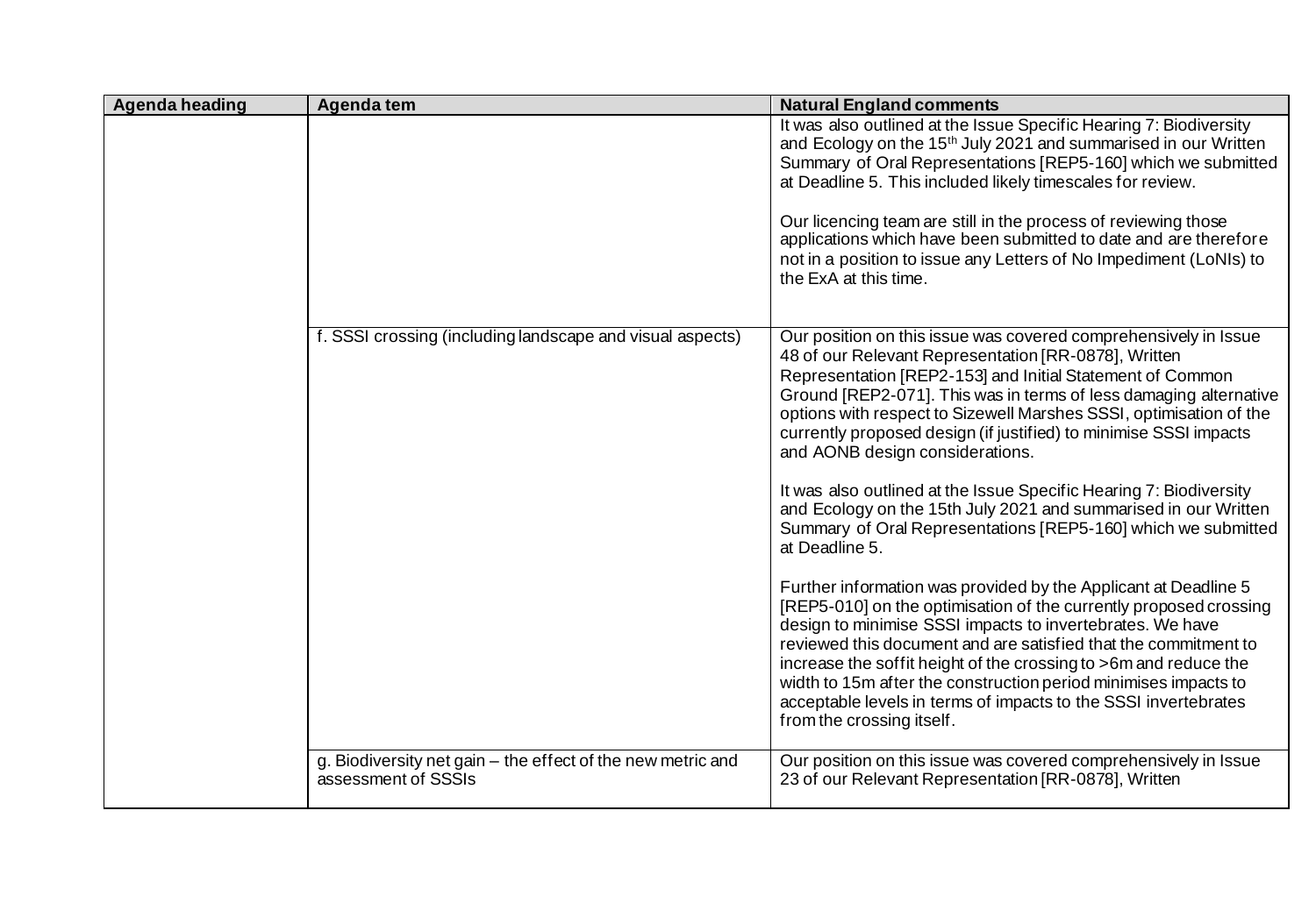| Agenda heading | Agenda tem | Natural England comments |
|---|---|---|
| | | It was also outlined at the Issue Specific Hearing 7: Biodiversity and Ecology on the 15th July 2021 and summarised in our Written Summary of Oral Representations [REP5-160] which we submitted at Deadline 5. This included likely timescales for review.<br><br>Our licencing team are still in the process of reviewing those applications which have been submitted to date and are therefore not in a position to issue any Letters of No Impediment (LoNIs) to the ExA at this time. |
| | f. SSSI crossing (including landscape and visual aspects) | Our position on this issue was covered comprehensively in Issue 48 of our Relevant Representation [RR-0878], Written Representation [REP2-153] and Initial Statement of Common Ground [REP2-071]. This was in terms of less damaging alternative options with respect to Sizewell Marshes SSSI, optimisation of the currently proposed design (if justified) to minimise SSSI impacts and AONB design considerations.<br><br>It was also outlined at the Issue Specific Hearing 7: Biodiversity and Ecology on the 15th July 2021 and summarised in our Written Summary of Oral Representations [REP5-160] which we submitted at Deadline 5.<br><br>Further information was provided by the Applicant at Deadline 5 [REP5-010] on the optimisation of the currently proposed crossing design to minimise SSSI impacts to invertebrates. We have reviewed this document and are satisfied that the commitment to increase the soffit height of the crossing to >6m and reduce the width to 15m after the construction period minimises impacts to acceptable levels in terms of impacts to the SSSI invertebrates from the crossing itself. |
| | g. Biodiversity net gain – the effect of the new metric and assessment of SSSIs | Our position on this issue was covered comprehensively in Issue 23 of our Relevant Representation [RR-0878], Written |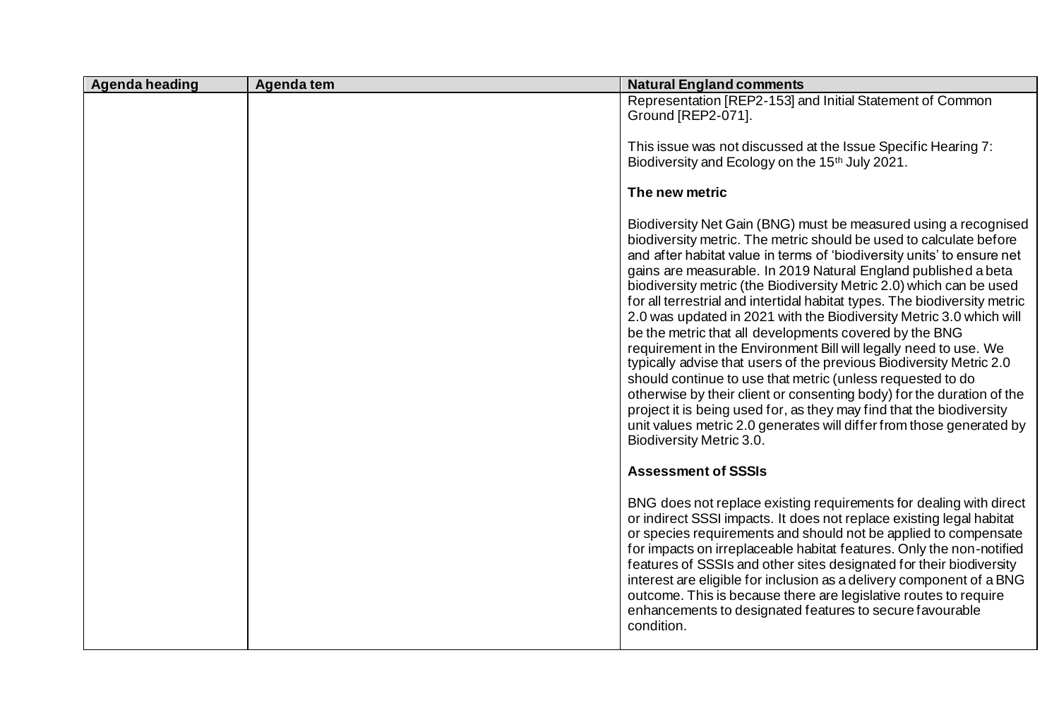| Agenda heading | Agenda tem | Natural England comments |
| --- | --- | --- |
| | | Representation [REP2-153] and Initial Statement of Common Ground [REP2-071].<br><br>This issue was not discussed at the Issue Specific Hearing 7: Biodiversity and Ecology on the 15th July 2021.<br><br>**The new metric**<br><br>Biodiversity Net Gain (BNG) must be measured using a recognised biodiversity metric. The metric should be used to calculate before and after habitat value in terms of 'biodiversity units' to ensure net gains are measurable. In 2019 Natural England published a beta biodiversity metric (the Biodiversity Metric 2.0) which can be used for all terrestrial and intertidal habitat types. The biodiversity metric 2.0 was updated in 2021 with the Biodiversity Metric 3.0 which will be the metric that all developments covered by the BNG requirement in the Environment Bill will legally need to use. We typically advise that users of the previous Biodiversity Metric 2.0 should continue to use that metric (unless requested to do otherwise by their client or consenting body) for the duration of the project it is being used for, as they may find that the biodiversity unit values metric 2.0 generates will differ from those generated by Biodiversity Metric 3.0.<br><br>**Assessment of SSSIs**<br><br>BNG does not replace existing requirements for dealing with direct or indirect SSSI impacts. It does not replace existing legal habitat or species requirements and should not be applied to compensate for impacts on irreplaceable habitat features. Only the non-notified features of SSSIs and other sites designated for their biodiversity interest are eligible for inclusion as a delivery component of a BNG outcome. This is because there are legislative routes to require enhancements to designated features to secure favourable condition. |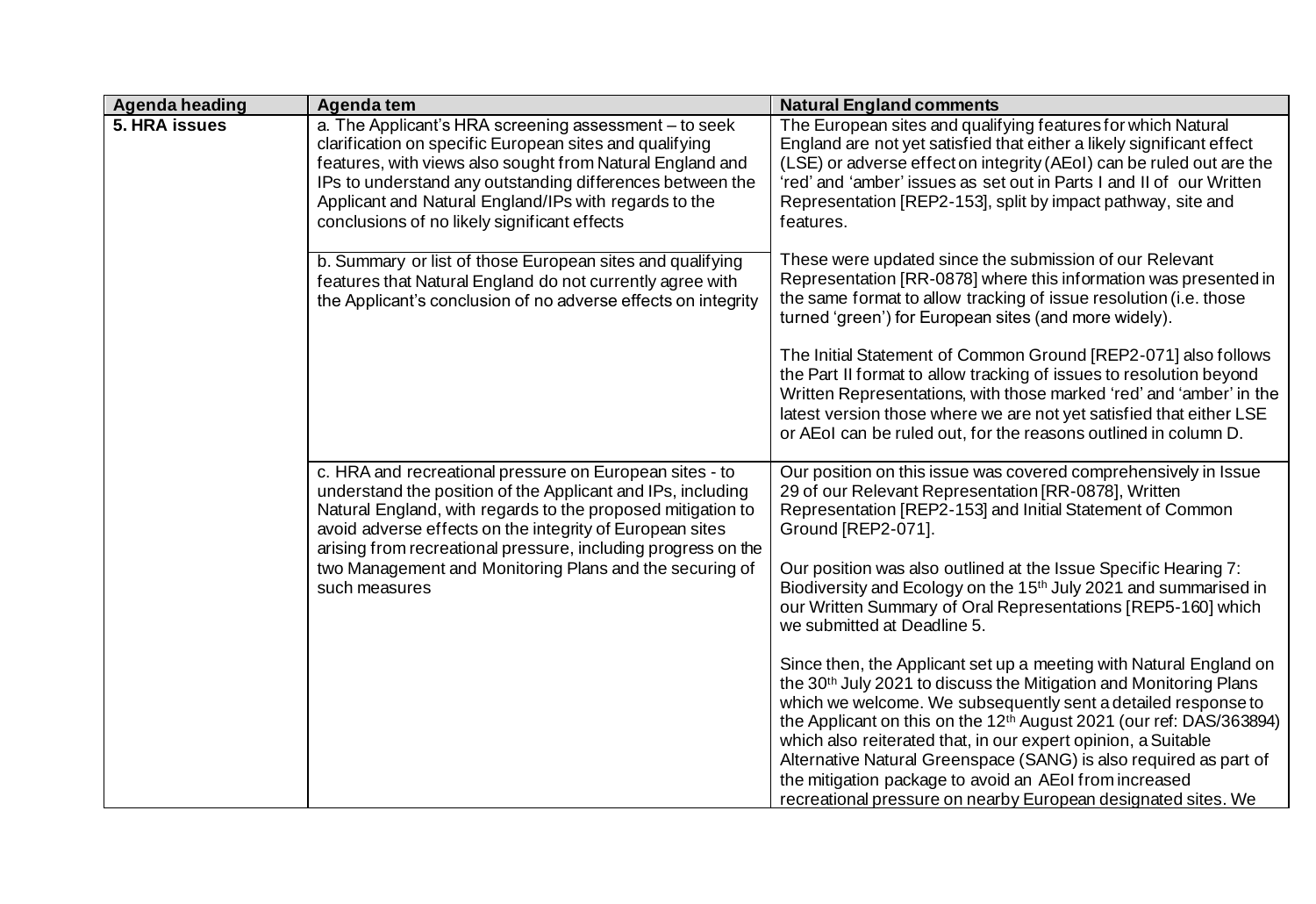| Agenda heading | Agenda tem | Natural England comments |
|---|---|---|
| **5. HRA issues** | a. The Applicant's HRA screening assessment – to seek clarification on specific European sites and qualifying features, with views also sought from Natural England and IPs to understand any outstanding differences between the Applicant and Natural England/IPs with regards to the conclusions of no likely significant effects<br><br>b. Summary or list of those European sites and qualifying features that Natural England do not currently agree with the Applicant's conclusion of no adverse effects on integrity | The European sites and qualifying features for which Natural England are not yet satisfied that either a likely significant effect (LSE) or adverse effect on integrity (AEoI) can be ruled out are the 'red' and 'amber' issues as set out in Parts I and II of our Written Representation [REP2-153], split by impact pathway, site and features.<br><br>These were updated since the submission of our Relevant Representation [RR-0878] where this information was presented in the same format to allow tracking of issue resolution (i.e. those turned 'green') for European sites (and more widely).<br><br>The Initial Statement of Common Ground [REP2-071] also follows the Part II format to allow tracking of issues to resolution beyond Written Representations, with those marked 'red' and 'amber' in the latest version those where we are not yet satisfied that either LSE or AEoI can be ruled out, for the reasons outlined in column D. |
| | c. HRA and recreational pressure on European sites - to understand the position of the Applicant and IPs, including Natural England, with regards to the proposed mitigation to avoid adverse effects on the integrity of European sites arising from recreational pressure, including progress on the two Management and Monitoring Plans and the securing of such measures | Our position on this issue was covered comprehensively in Issue 29 of our Relevant Representation [RR-0878], Written Representation [REP2-153] and Initial Statement of Common Ground [REP2-071].<br><br>Our position was also outlined at the Issue Specific Hearing 7: Biodiversity and Ecology on the 15th July 2021 and summarised in our Written Summary of Oral Representations [REP5-160] which we submitted at Deadline 5.<br><br>Since then, the Applicant set up a meeting with Natural England on the 30th July 2021 to discuss the Mitigation and Monitoring Plans which we welcome. We subsequently sent a detailed response to the Applicant on this on the 12th August 2021 (our ref: DAS/363894) which also reiterated that, in our expert opinion, a Suitable Alternative Natural Greenspace (SANG) is also required as part of the mitigation package to avoid an AEoI from increased recreational pressure on nearby European designated sites. We |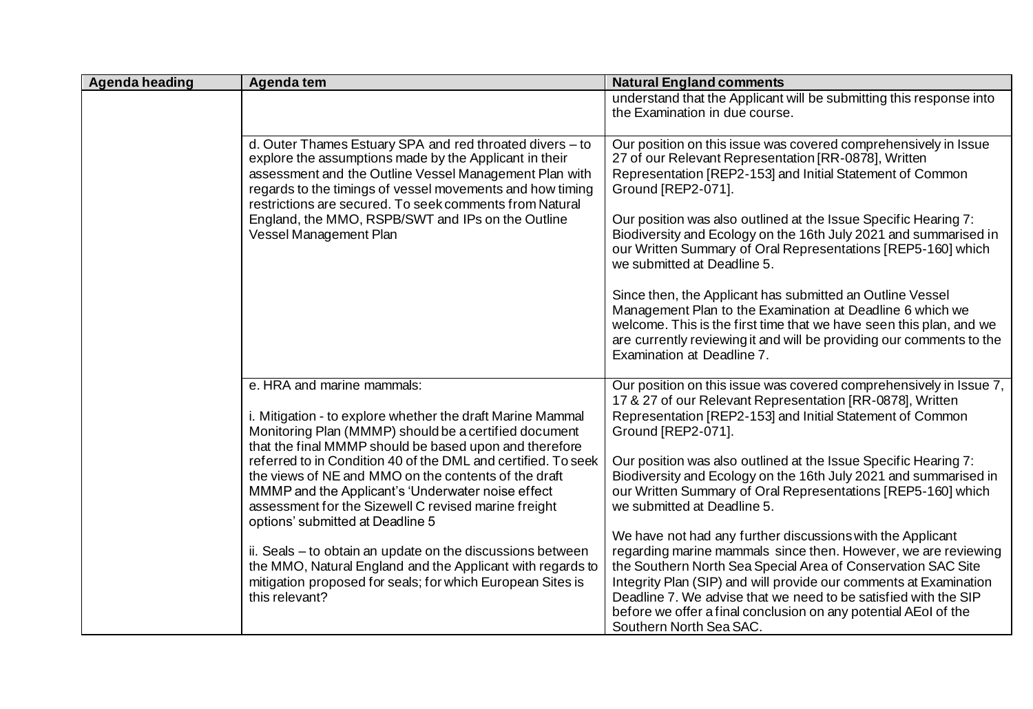| Agenda heading | Agenda tem | Natural England comments |
|---|---|---|
| | | understand that the Applicant will be submitting this response into the Examination in due course. |
| | d. Outer Thames Estuary SPA and red throated divers – to explore the assumptions made by the Applicant in their assessment and the Outline Vessel Management Plan with regards to the timings of vessel movements and how timing restrictions are secured. To seek comments from Natural England, the MMO, RSPB/SWT and IPs on the Outline Vessel Management Plan | Our position on this issue was covered comprehensively in Issue 27 of our Relevant Representation [RR-0878], Written Representation [REP2-153] and Initial Statement of Common Ground [REP2-071].<br><br>Our position was also outlined at the Issue Specific Hearing 7: Biodiversity and Ecology on the 16th July 2021 and summarised in our Written Summary of Oral Representations [REP5-160] which we submitted at Deadline 5.<br><br>Since then, the Applicant has submitted an Outline Vessel Management Plan to the Examination at Deadline 6 which we welcome. This is the first time that we have seen this plan, and we are currently reviewing it and will be providing our comments to the Examination at Deadline 7. |
| | e. HRA and marine mammals:<br><br>i. Mitigation - to explore whether the draft Marine Mammal Monitoring Plan (MMMP) should be a certified document that the final MMMP should be based upon and therefore referred to in Condition 40 of the DML and certified. To seek the views of NE and MMO on the contents of the draft MMMP and the Applicant's 'Underwater noise effect assessment for the Sizewell C revised marine freight options' submitted at Deadline 5<br><br>ii. Seals – to obtain an update on the discussions between the MMO, Natural England and the Applicant with regards to mitigation proposed for seals; for which European Sites is this relevant? | Our position on this issue was covered comprehensively in Issue 7, 17 & 27 of our Relevant Representation [RR-0878], Written Representation [REP2-153] and Initial Statement of Common Ground [REP2-071].<br><br>Our position was also outlined at the Issue Specific Hearing 7: Biodiversity and Ecology on the 16th July 2021 and summarised in our Written Summary of Oral Representations [REP5-160] which we submitted at Deadline 5.<br><br>We have not had any further discussions with the Applicant regarding marine mammals since then. However, we are reviewing the Southern North Sea Special Area of Conservation SAC Site Integrity Plan (SIP) and will provide our comments at Examination Deadline 7. We advise that we need to be satisfied with the SIP before we offer a final conclusion on any potential AEoI of the Southern North Sea SAC. |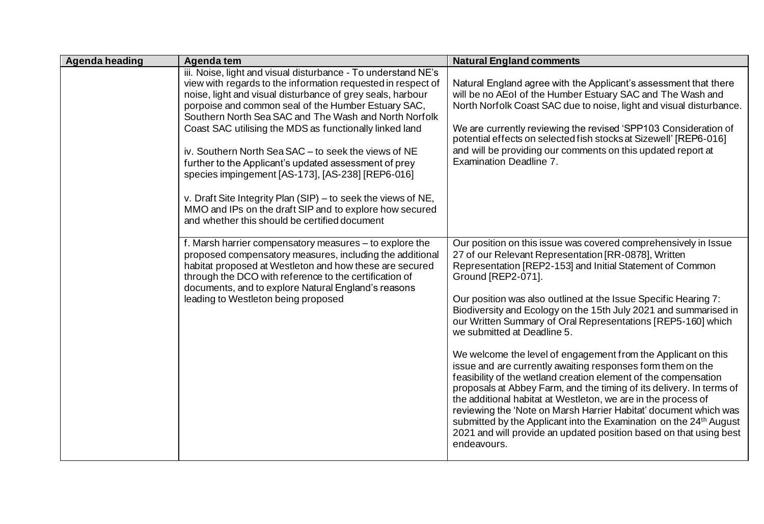| Agenda heading | Agenda tem | Natural England comments |
|---|---|---|
| | iii. Noise, light and visual disturbance - To understand NE's view with regards to the information requested in respect of noise, light and visual disturbance of grey seals, harbour porpoise and common seal of the Humber Estuary SAC, Southern North Sea SAC and The Wash and North Norfolk Coast SAC utilising the MDS as functionally linked land<br><br>iv. Southern North Sea SAC – to seek the views of NE further to the Applicant's updated assessment of prey species impingement [AS-173], [AS-238] [REP6-016]<br><br>v. Draft Site Integrity Plan (SIP) – to seek the views of NE, MMO and IPs on the draft SIP and to explore how secured and whether this should be certified document | Natural England agree with the Applicant's assessment that there will be no AEoI of the Humber Estuary SAC and The Wash and North Norfolk Coast SAC due to noise, light and visual disturbance.<br><br>We are currently reviewing the revised 'SPP103 Consideration of potential effects on selected fish stocks at Sizewell' [REP6-016] and will be providing our comments on this updated report at Examination Deadline 7. |
| | f. Marsh harrier compensatory measures – to explore the proposed compensatory measures, including the additional habitat proposed at Westleton and how these are secured through the DCO with reference to the certification of documents, and to explore Natural England's reasons leading to Westleton being proposed | Our position on this issue was covered comprehensively in Issue 27 of our Relevant Representation [RR-0878], Written Representation [REP2-153] and Initial Statement of Common Ground [REP2-071].<br><br>Our position was also outlined at the Issue Specific Hearing 7: Biodiversity and Ecology on the 15th July 2021 and summarised in our Written Summary of Oral Representations [REP5-160] which we submitted at Deadline 5.<br><br>We welcome the level of engagement from the Applicant on this issue and are currently awaiting responses form them on the feasibility of the wetland creation element of the compensation proposals at Abbey Farm, and the timing of its delivery. In terms of the additional habitat at Westleton, we are in the process of reviewing the 'Note on Marsh Harrier Habitat' document which was submitted by the Applicant into the Examination on the 24th August 2021 and will provide an updated position based on that using best endeavours. |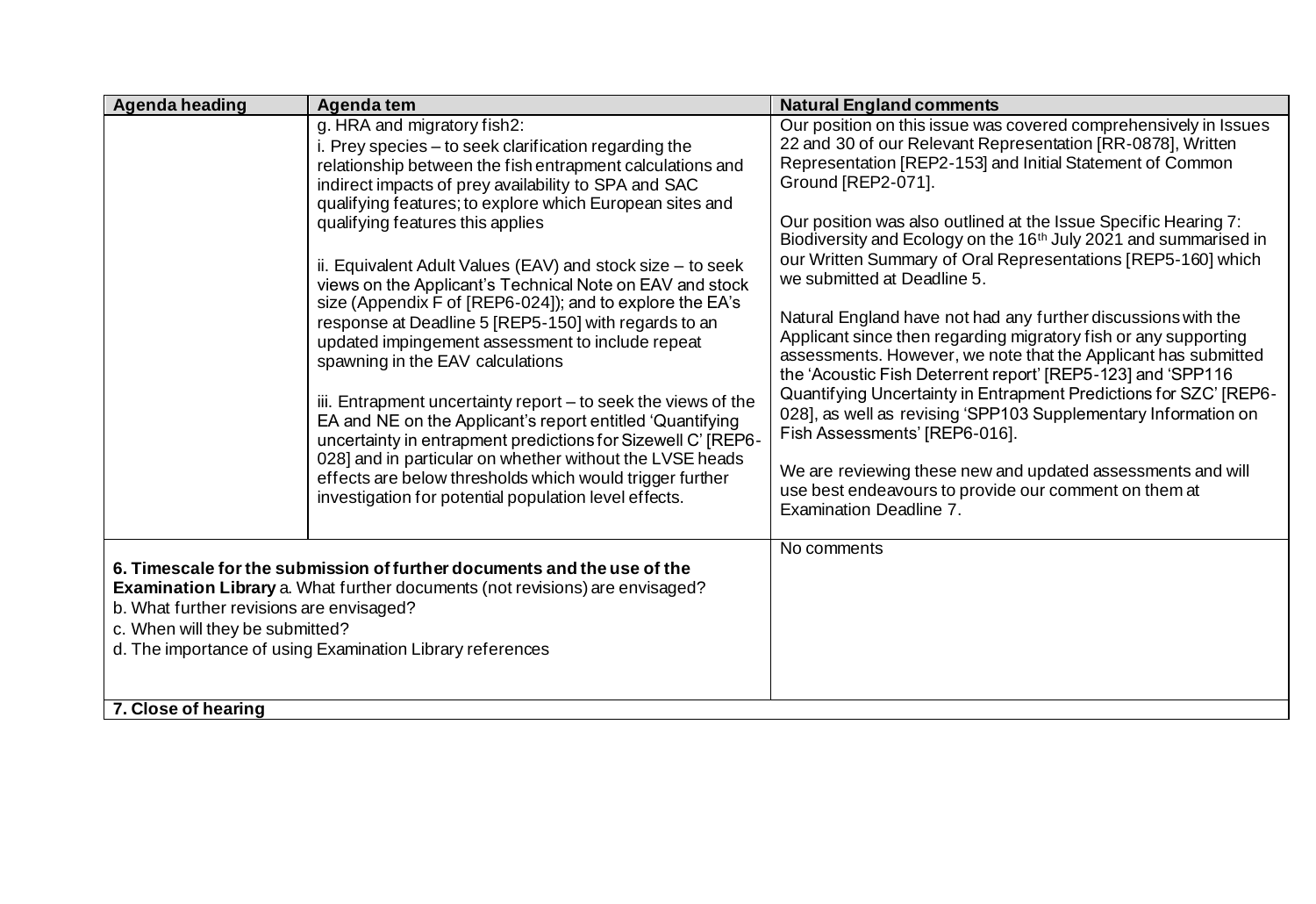| Agenda heading | Agenda tem | Natural England comments |
|---|---|---|
| | g. HRA and migratory fish2:<br>i. Prey species – to seek clarification regarding the relationship between the fish entrapment calculations and indirect impacts of prey availability to SPA and SAC qualifying features; to explore which European sites and qualifying features this applies<br><br>ii. Equivalent Adult Values (EAV) and stock size – to seek views on the Applicant's Technical Note on EAV and stock size (Appendix F of [REP6-024]); and to explore the EA's response at Deadline 5 [REP5-150] with regards to an updated impingement assessment to include repeat spawning in the EAV calculations<br><br>iii. Entrapment uncertainty report – to seek the views of the EA and NE on the Applicant's report entitled 'Quantifying uncertainty in entrapment predictions for Sizewell C' [REP6-028] and in particular on whether without the LVSE heads effects are below thresholds which would trigger further investigation for potential population level effects. | Our position on this issue was covered comprehensively in Issues 22 and 30 of our Relevant Representation [RR-0878], Written Representation [REP2-153] and Initial Statement of Common Ground [REP2-071].<br><br>Our position was also outlined at the Issue Specific Hearing 7: Biodiversity and Ecology on the 16th July 2021 and summarised in our Written Summary of Oral Representations [REP5-160] which we submitted at Deadline 5.<br><br>Natural England have not had any further discussions with the Applicant since then regarding migratory fish or any supporting assessments. However, we note that the Applicant has submitted the 'Acoustic Fish Deterrent report' [REP5-123] and 'SPP116 Quantifying Uncertainty in Entrapment Predictions for SZC' [REP6-028], as well as revising 'SPP103 Supplementary Information on Fish Assessments' [REP6-016].<br><br>We are reviewing these new and updated assessments and will use best endeavours to provide our comment on them at Examination Deadline 7. |
| **6. Timescale for the submission of further documents and the use of the Examination Library** a. What further documents (not revisions) are envisaged?<br>b. What further revisions are envisaged?<br>c. When will they be submitted?<br>d. The importance of using Examination Library references | | No comments |
| **7. Close of hearing** | | |